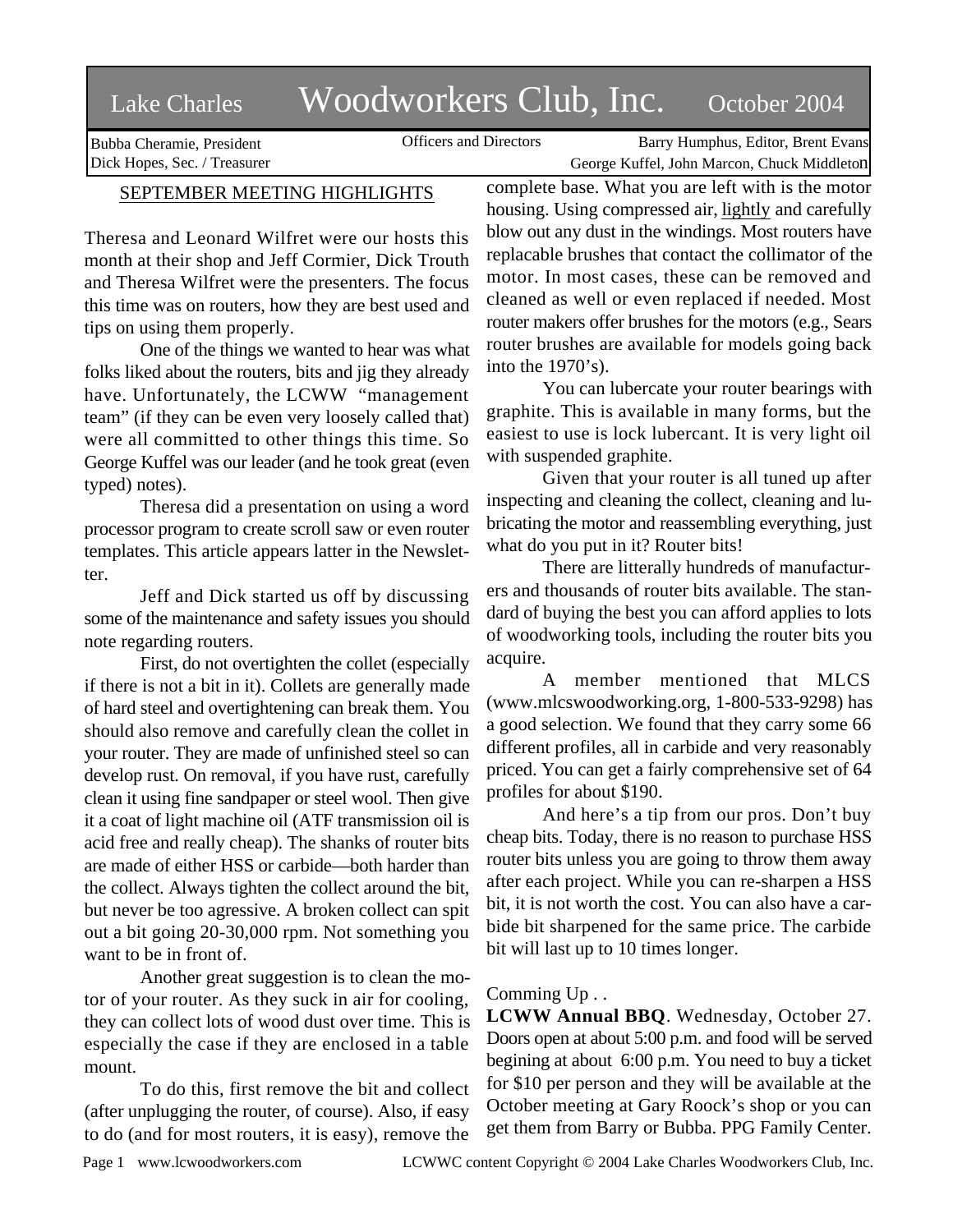# Lake Charles Woodworkers Club, Inc. October 2004

Bubba Cheramie, President
Dick Hopes, Sec. / Treasurer

Officers and Directors

Barry Humphus, Editor, Brent Evans
George Kuffel, John Marcon, Chuck Middleton

## SEPTEMBER MEETING HIGHLIGHTS

Theresa and Leonard Wilfret were our hosts this month at their shop and Jeff Cormier, Dick Trouth and Theresa Wilfret were the presenters. The focus this time was on routers, how they are best used and tips on using them properly.

One of the things we wanted to hear was what folks liked about the routers, bits and jig they already have. Unfortunately, the LCWW "management team" (if they can be even very loosely called that) were all committed to other things this time. So George Kuffel was our leader (and he took great (even typed) notes).

Theresa did a presentation on using a word processor program to create scroll saw or even router templates. This article appears latter in the Newsletter.

Jeff and Dick started us off by discussing some of the maintenance and safety issues you should note regarding routers.

First, do not overtighten the collet (especially if there is not a bit in it). Collets are generally made of hard steel and overtightening can break them. You should also remove and carefully clean the collet in your router. They are made of unfinished steel so can develop rust. On removal, if you have rust, carefully clean it using fine sandpaper or steel wool. Then give it a coat of light machine oil (ATF transmission oil is acid free and really cheap). The shanks of router bits are made of either HSS or carbide—both harder than the collect. Always tighten the collect around the bit, but never be too agressive. A broken collect can spit out a bit going 20-30,000 rpm. Not something you want to be in front of.

Another great suggestion is to clean the motor of your router. As they suck in air for cooling, they can collect lots of wood dust over time. This is especially the case if they are enclosed in a table mount.

To do this, first remove the bit and collect (after unplugging the router, of course). Also, if easy to do (and for most routers, it is easy), remove the complete base. What you are left with is the motor housing. Using compressed air, lightly and carefully blow out any dust in the windings. Most routers have replacable brushes that contact the collimator of the motor. In most cases, these can be removed and cleaned as well or even replaced if needed. Most router makers offer brushes for the motors (e.g., Sears router brushes are available for models going back into the 1970's).

You can lubercate your router bearings with graphite. This is available in many forms, but the easiest to use is lock lubercant. It is very light oil with suspended graphite.

Given that your router is all tuned up after inspecting and cleaning the collect, cleaning and lubricating the motor and reassembling everything, just what do you put in it? Router bits!

There are litterally hundreds of manufacturers and thousands of router bits available. The standard of buying the best you can afford applies to lots of woodworking tools, including the router bits you acquire.

A member mentioned that MLCS (www.mlcswoodworking.org, 1-800-533-9298) has a good selection. We found that they carry some 66 different profiles, all in carbide and very reasonably priced. You can get a fairly comprehensive set of 64 profiles for about $190.

And here's a tip from our pros. Don't buy cheap bits. Today, there is no reason to purchase HSS router bits unless you are going to throw them away after each project. While you can re-sharpen a HSS bit, it is not worth the cost. You can also have a carbide bit sharpened for the same price. The carbide bit will last up to 10 times longer.

Comming Up . .

**LCWW Annual BBQ**. Wednesday, October 27. Doors open at about 5:00 p.m. and food will be served begining at about 6:00 p.m. You need to buy a ticket for $10 per person and they will be available at the October meeting at Gary Roock's shop or you can get them from Barry or Bubba. PPG Family Center.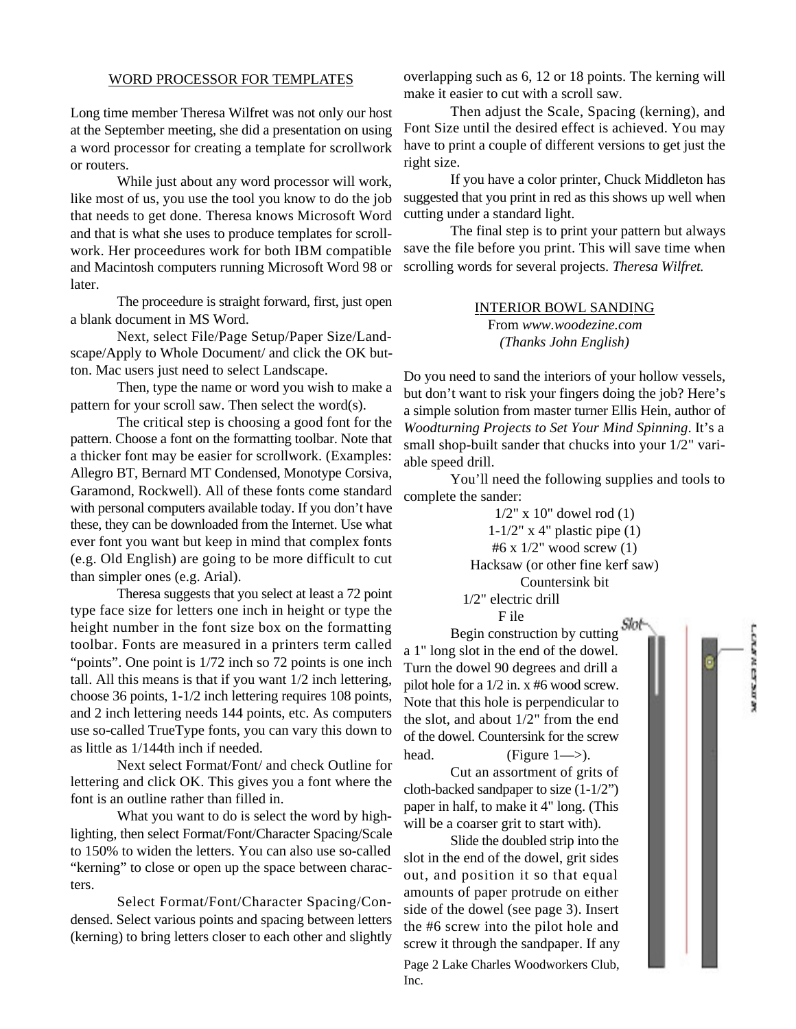## WORD PROCESSOR FOR TEMPLATES

Long time member Theresa Wilfret was not only our host at the September meeting, she did a presentation on using a word processor for creating a template for scrollwork or routers.

While just about any word processor will work, like most of us, you use the tool you know to do the job that needs to get done. Theresa knows Microsoft Word and that is what she uses to produce templates for scrollwork. Her proceedures work for both IBM compatible and Macintosh computers running Microsoft Word 98 or later.

The proceedure is straight forward, first, just open a blank document in MS Word.

Next, select File/Page Setup/Paper Size/Landscape/Apply to Whole Document/ and click the OK button. Mac users just need to select Landscape.

Then, type the name or word you wish to make a pattern for your scroll saw. Then select the word(s).

The critical step is choosing a good font for the pattern. Choose a font on the formatting toolbar. Note that a thicker font may be easier for scrollwork. (Examples: Allegro BT, Bernard MT Condensed, Monotype Corsiva, Garamond, Rockwell). All of these fonts come standard with personal computers available today. If you don't have these, they can be downloaded from the Internet. Use what ever font you want but keep in mind that complex fonts (e.g. Old English) are going to be more difficult to cut than simpler ones (e.g. Arial).

Theresa suggests that you select at least a 72 point type face size for letters one inch in height or type the height number in the font size box on the formatting toolbar. Fonts are measured in a printers term called "points". One point is 1/72 inch so 72 points is one inch tall. All this means is that if you want 1/2 inch lettering, choose 36 points, 1-1/2 inch lettering requires 108 points, and 2 inch lettering needs 144 points, etc. As computers use so-called TrueType fonts, you can vary this down to as little as 1/144th inch if needed.

Next select Format/Font/ and check Outline for lettering and click OK. This gives you a font where the font is an outline rather than filled in.

What you want to do is select the word by highlighting, then select Format/Font/Character Spacing/Scale to 150% to widen the letters. You can also use so-called "kerning" to close or open up the space between characters.

Select Format/Font/Character Spacing/Condensed. Select various points and spacing between letters (kerning) to bring letters closer to each other and slightly overlapping such as 6, 12 or 18 points. The kerning will make it easier to cut with a scroll saw.

Then adjust the Scale, Spacing (kerning), and Font Size until the desired effect is achieved. You may have to print a couple of different versions to get just the right size.

If you have a color printer, Chuck Middleton has suggested that you print in red as this shows up well when cutting under a standard light.

The final step is to print your pattern but always save the file before you print. This will save time when scrolling words for several projects. *Theresa Wilfret.*

## INTERIOR BOWL SANDING

From *www.woodezine.com*
*(Thanks John English)*

Do you need to sand the interiors of your hollow vessels, but don't want to risk your fingers doing the job? Here's a simple solution from master turner Ellis Hein, author of *Woodturning Projects to Set Your Mind Spinning*. It's a small shop-built sander that chucks into your 1/2" variable speed drill.

You'll need the following supplies and tools to complete the sander:

1/2" x 10" dowel rod (1)
1-1/2" x 4" plastic pipe (1)
#6 x 1/2" wood screw (1)
Hacksaw (or other fine kerf saw)
Countersink bit
1/2" electric drill
F ile

Begin construction by cutting a 1" long slot in the end of the dowel. Turn the dowel 90 degrees and drill a pilot hole for a 1/2 in. x #6 wood screw. Note that this hole is perpendicular to the slot, and about 1/2" from the end of the dowel. Countersink for the screw head. (Figure 1—>).

Cut an assortment of grits of cloth-backed sandpaper to size (1-1/2") paper in half, to make it 4" long. (This will be a coarser grit to start with).

Slide the doubled strip into the slot in the end of the dowel, grit sides out, and position it so that equal amounts of paper protrude on either side of the dowel (see page 3). Insert the #6 screw into the pilot hole and screw it through the sandpaper. If any

Slot

Countersink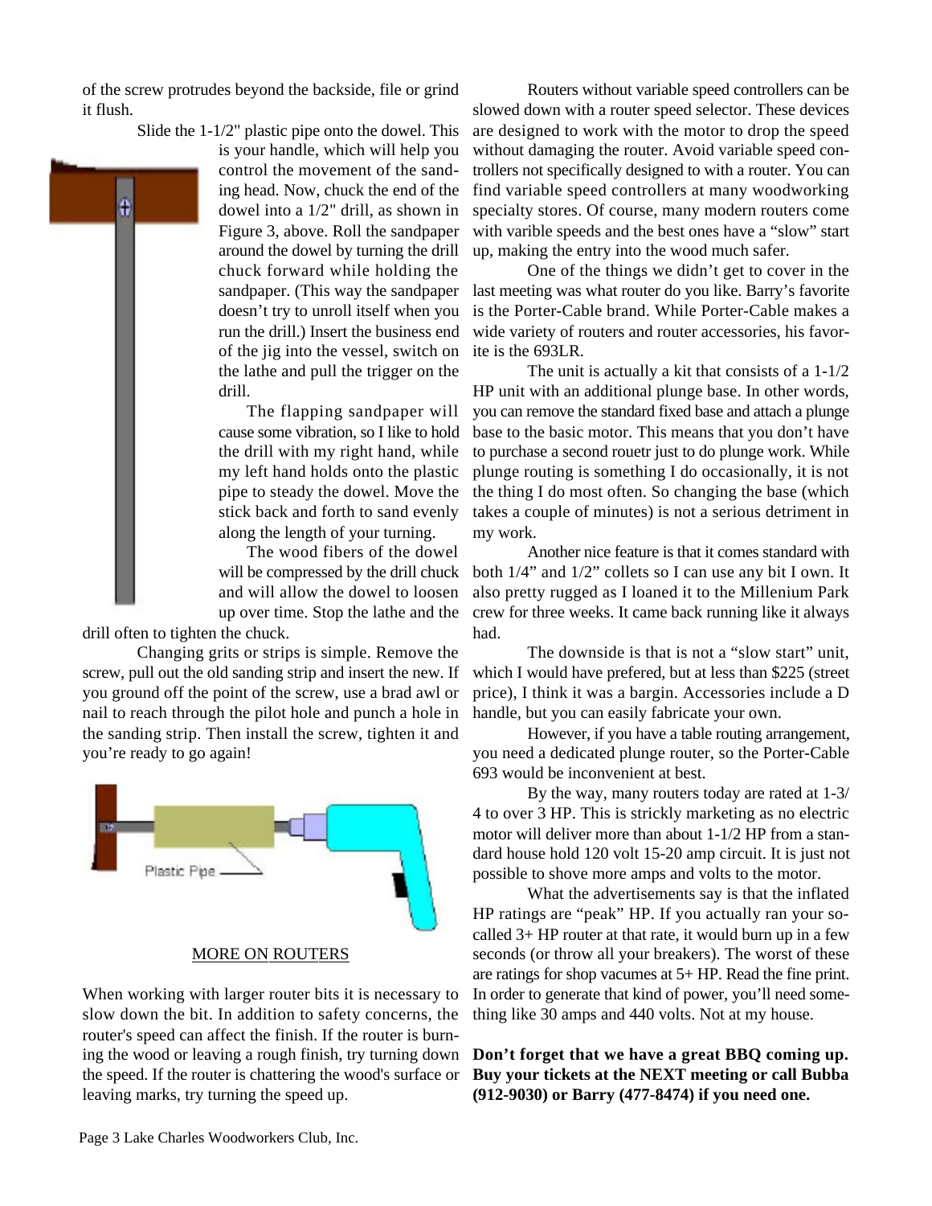of the screw protrudes beyond the backside, file or grind it flush.

Slide the 1-1/2" plastic pipe onto the dowel. This is your handle, which will help you control the movement of the sanding head. Now, chuck the end of the dowel into a 1/2" drill, as shown in Figure 3, above. Roll the sandpaper around the dowel by turning the drill chuck forward while holding the sandpaper. (This way the sandpaper doesn't try to unroll itself when you run the drill.) Insert the business end of the jig into the vessel, switch on the lathe and pull the trigger on the drill.

The flapping sandpaper will cause some vibration, so I like to hold the drill with my right hand, while my left hand holds onto the plastic pipe to steady the dowel. Move the stick back and forth to sand evenly along the length of your turning.

The wood fibers of the dowel will be compressed by the drill chuck and will allow the dowel to loosen up over time. Stop the lathe and the drill often to tighten the chuck.

Changing grits or strips is simple. Remove the screw, pull out the old sanding strip and insert the new. If you ground off the point of the screw, use a brad awl or nail to reach through the pilot hole and punch a hole in the sanding strip. Then install the screw, tighten it and you're ready to go again!

Plastic Pipe

## MORE ON ROUTERS

When working with larger router bits it is necessary to slow down the bit. In addition to safety concerns, the router's speed can affect the finish. If the router is burning the wood or leaving a rough finish, try turning down the speed. If the router is chattering the wood's surface or leaving marks, try turning the speed up.

Routers without variable speed controllers can be slowed down with a router speed selector. These devices are designed to work with the motor to drop the speed without damaging the router. Avoid variable speed controllers not specifically designed to with a router. You can find variable speed controllers at many woodworking specialty stores. Of course, many modern routers come with varible speeds and the best ones have a "slow" start up, making the entry into the wood much safer.

One of the things we didn't get to cover in the last meeting was what router do you like. Barry's favorite is the Porter-Cable brand. While Porter-Cable makes a wide variety of routers and router accessories, his favorite is the 693LR.

The unit is actually a kit that consists of a 1-1/2 HP unit with an additional plunge base. In other words, you can remove the standard fixed base and attach a plunge base to the basic motor. This means that you don't have to purchase a second rouetr just to do plunge work. While plunge routing is something I do occasionally, it is not the thing I do most often. So changing the base (which takes a couple of minutes) is not a serious detriment in my work.

Another nice feature is that it comes standard with both 1/4" and 1/2" collets so I can use any bit I own. It also pretty rugged as I loaned it to the Millenium Park crew for three weeks. It came back running like it always had.

The downside is that is not a "slow start" unit, which I would have prefered, but at less than $225 (street price), I think it was a bargin. Accessories include a D handle, but you can easily fabricate your own.

However, if you have a table routing arrangement, you need a dedicated plunge router, so the Porter-Cable 693 would be inconvenient at best.

By the way, many routers today are rated at 1-3/4 to over 3 HP. This is strickly marketing as no electric motor will deliver more than about 1-1/2 HP from a standard house hold 120 volt 15-20 amp circuit. It is just not possible to shove more amps and volts to the motor.

What the advertisements say is that the inflated HP ratings are "peak" HP. If you actually ran your so-called 3+ HP router at that rate, it would burn up in a few seconds (or throw all your breakers). The worst of these are ratings for shop vacumes at 5+ HP. Read the fine print. In order to generate that kind of power, you'll need something like 30 amps and 440 volts. Not at my house.

**Don't forget that we have a great BBQ coming up. Buy your tickets at the NEXT meeting or call Bubba (912-9030) or Barry (477-8474) if you need one.**